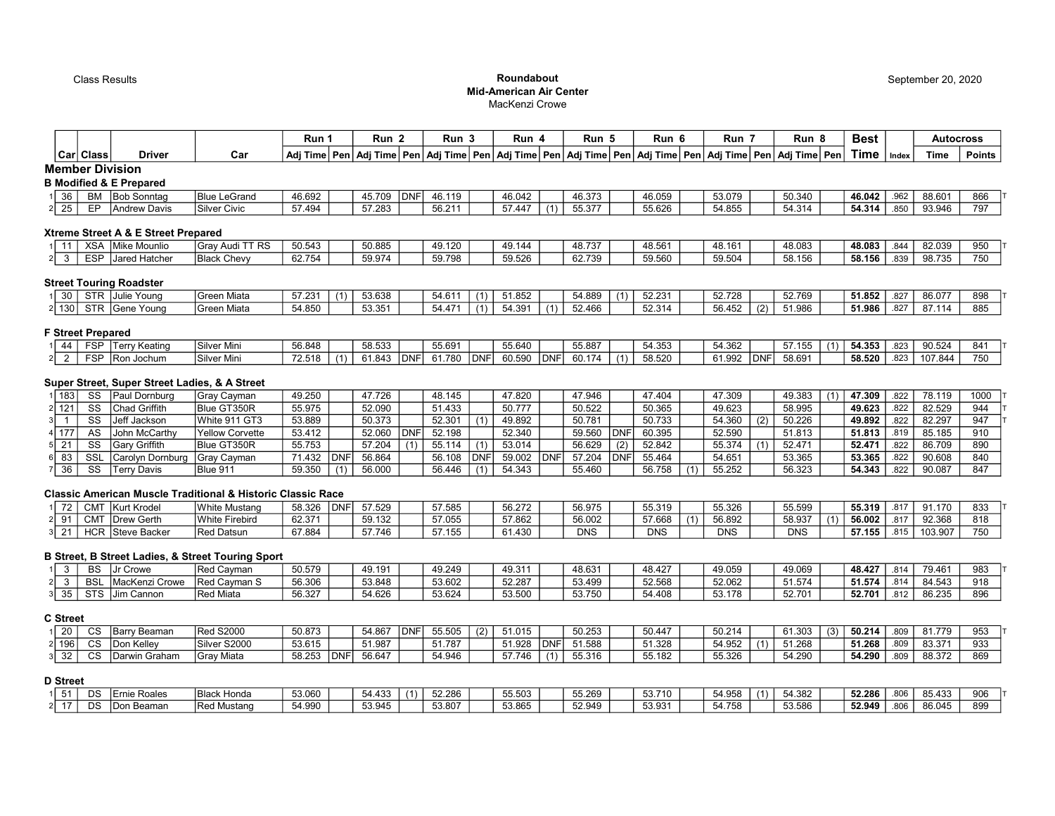Class Results

**Roundabout**
**Mid-American Air Center**
MacKenzi Crowe

September 20, 2020

| | Car | Class | Driver | Car | Run 1 | | Run 2 | | Run 3 | | Run 4 | | Run 5 | | Run 6 | | Run 7 | | Run 8 | | Best | | Autocross | | |
|---|---|---|---|---|---|---|---|---|---|---|---|---|---|---|---|---|---|---|---|---|---|---|---|---|---|
| | | | | | Adj Time | Pen | Adj Time | Pen | Adj Time | Pen | Adj Time | Pen | Adj Time | Pen | Adj Time | Pen | Adj Time | Pen | Adj Time | Pen | Time | Index | Time | Points | |
| **Member Division** | | | | | | | | | | | | | | | | | | | | | | | | | |
| **B Modified & E Prepared** | | | | | | | | | | | | | | | | | | | | | | | | | |
| 1 | 36 | BM | Bob Sonntag | Blue LeGrand | 46.692 | | 45.709 | DNF | 46.119 | | 46.042 | | 46.373 | | 46.059 | | 53.079 | | 50.340 | | **46.042** | .962 | 88.601 | 866 | T |
| 2 | 25 | EP | Andrew Davis | Silver Civic | 57.494 | | 57.283 | | 56.211 | | 57.447 | (1) | 55.377 | | 55.626 | | 54.855 | | 54.314 | | **54.314** | .850 | 93.946 | 797 | |
| **Xtreme Street A & E Street Prepared** | | | | | | | | | | | | | | | | | | | | | | | | | |
| 1 | 11 | XSA | Mike Mounlio | Gray Audi TT RS | 50.543 | | 50.885 | | 49.120 | | 49.144 | | 48.737 | | 48.561 | | 48.161 | | 48.083 | | **48.083** | .844 | 82.039 | 950 | T |
| 2 | 3 | ESP | Jared Hatcher | Black Chevy | 62.754 | | 59.974 | | 59.798 | | 59.526 | | 62.739 | | 59.560 | | 59.504 | | 58.156 | | **58.156** | .839 | 98.735 | 750 | |
| **Street Touring Roadster** | | | | | | | | | | | | | | | | | | | | | | | | | |
| 1 | 30 | STR | Julie Young | Green Miata | 57.231 | (1) | 53.638 | | 54.611 | (1) | 51.852 | | 54.889 | (1) | 52.231 | | 52.728 | | 52.769 | | **51.852** | .827 | 86.077 | 898 | T |
| 2 | 130 | STR | Gene Young | Green Miata | 54.850 | | 53.351 | | 54.471 | (1) | 54.391 | (1) | 52.466 | | 52.314 | | 56.452 | (2) | 51.986 | | **51.986** | .827 | 87.114 | 885 | |
| **F Street Prepared** | | | | | | | | | | | | | | | | | | | | | | | | | |
| 1 | 44 | FSP | Terry Keating | Silver Mini | 56.848 | | 58.533 | | 55.691 | | 55.640 | | 55.887 | | 54.353 | | 54.362 | | 57.155 | (1) | **54.353** | .823 | 90.524 | 841 | T |
| 2 | 2 | FSP | Ron Jochum | Silver Mini | 72.518 | (1) | 61.843 | DNF | 61.780 | DNF | 60.590 | DNF | 60.174 | (1) | 58.520 | | 61.992 | DNF | 58.691 | | **58.520** | .823 | 107.844 | 750 | |
| **Super Street, Super Street Ladies, & A Street** | | | | | | | | | | | | | | | | | | | | | | | | | |
| 1 | 183 | SS | Paul Dornburg | Gray Cayman | 49.250 | | 47.726 | | 48.145 | | 47.820 | | 47.946 | | 47.404 | | 47.309 | | 49.383 | (1) | **47.309** | .822 | 78.119 | 1000 | T |
| 2 | 121 | SS | Chad Griffith | Blue GT350R | 55.975 | | 52.090 | | 51.433 | | 50.777 | | 50.522 | | 50.365 | | 49.623 | | 58.995 | | **49.623** | .822 | 82.529 | 944 | T |
| 3 | 1 | SS | Jeff Jackson | White 911 GT3 | 53.889 | | 50.373 | | 52.301 | (1) | 49.892 | | 50.781 | | 50.733 | | 54.360 | (2) | 50.226 | | **49.892** | .822 | 82.297 | 947 | T |
| 4 | 177 | AS | John McCarthy | Yellow Corvette | 53.412 | | 52.060 | DNF | 52.198 | | 52.340 | | 59.560 | DNF | 60.395 | | 52.590 | | 51.813 | | **51.813** | .819 | 85.185 | 910 | |
| 5 | 21 | SS | Gary Griffith | Blue GT350R | 55.753 | | 57.204 | (1) | 55.114 | (1) | 53.014 | | 56.629 | (2) | 52.842 | | 55.374 | (1) | 52.471 | | **52.471** | .822 | 86.709 | 890 | |
| 6 | 83 | SSL | Carolyn Dornburg | Gray Cayman | 71.432 | DNF | 56.864 | | 56.108 | DNF | 59.002 | DNF | 57.204 | DNF | 55.464 | | 54.651 | | 53.365 | | **53.365** | .822 | 90.608 | 840 | |
| 7 | 36 | SS | Terry Davis | Blue 911 | 59.350 | (1) | 56.000 | | 56.446 | (1) | 54.343 | | 55.460 | | 56.758 | (1) | 55.252 | | 56.323 | | **54.343** | .822 | 90.087 | 847 | |
| **Classic American Muscle Traditional & Historic Classic Race** | | | | | | | | | | | | | | | | | | | | | | | | | |
| 1 | 72 | CMT | Kurt Krodel | White Mustang | 58.326 | DNF | 57.529 | | 57.585 | | 56.272 | | 56.975 | | 55.319 | | 55.326 | | 55.599 | | **55.319** | .817 | 91.170 | 833 | T |
| 2 | 91 | CMT | Drew Gerth | White Firebird | 62.371 | | 59.132 | | 57.055 | | 57.862 | | 56.002 | | 57.668 | (1) | 56.892 | | 58.937 | (1) | **56.002** | .817 | 92.368 | 818 | |
| 3 | 21 | HCR | Steve Backer | Red Datsun | 67.884 | | 57.746 | | 57.155 | | 61.430 | | DNS | | DNS | | DNS | | DNS | | **57.155** | .815 | 103.907 | 750 | |
| **B Street, B Street Ladies, & Street Touring Sport** | | | | | | | | | | | | | | | | | | | | | | | | | |
| 1 | 3 | BS | Jr Crowe | Red Cayman | 50.579 | | 49.191 | | 49.249 | | 49.311 | | 48.631 | | 48.427 | | 49.059 | | 49.069 | | **48.427** | .814 | 79.461 | 983 | T |
| 2 | 3 | BSL | MacKenzi Crowe | Red Cayman S | 56.306 | | 53.848 | | 53.602 | | 52.287 | | 53.499 | | 52.568 | | 52.062 | | 51.574 | | **51.574** | .814 | 84.543 | 918 | |
| 3 | 35 | STS | Jim Cannon | Red Miata | 56.327 | | 54.626 | | 53.624 | | 53.500 | | 53.750 | | 54.408 | | 53.178 | | 52.701 | | **52.701** | .812 | 86.235 | 896 | |
| **C Street** | | | | | | | | | | | | | | | | | | | | | | | | | |
| 1 | 20 | CS | Barry Beaman | Red S2000 | 50.873 | | 54.867 | DNF | 55.505 | (2) | 51.015 | | 50.253 | | 50.447 | | 50.214 | | 61.303 | (3) | **50.214** | .809 | 81.779 | 953 | T |
| 2 | 196 | CS | Don Kelley | Silver S2000 | 53.615 | | 51.987 | | 51.787 | | 51.928 | DNF | 51.588 | | 51.328 | | 54.952 | (1) | 51.268 | | **51.268** | .809 | 83.371 | 933 | |
| 3 | 32 | CS | Darwin Graham | Gray Miata | 58.253 | DNF | 56.647 | | 54.946 | | 57.746 | (1) | 55.316 | | 55.182 | | 55.326 | | 54.290 | | **54.290** | .809 | 88.372 | 869 | |
| **D Street** | | | | | | | | | | | | | | | | | | | | | | | | | |
| 1 | 51 | DS | Ernie Roales | Black Honda | 53.060 | | 54.433 | (1) | 52.286 | | 55.503 | | 55.269 | | 53.710 | | 54.958 | (1) | 54.382 | | **52.286** | .806 | 85.433 | 906 | T |
| 2 | 17 | DS | Don Beaman | Red Mustang | 54.990 | | 53.945 | | 53.807 | | 53.865 | | 52.949 | | 53.931 | | 54.758 | | 53.586 | | **52.949** | .806 | 86.045 | 899 | |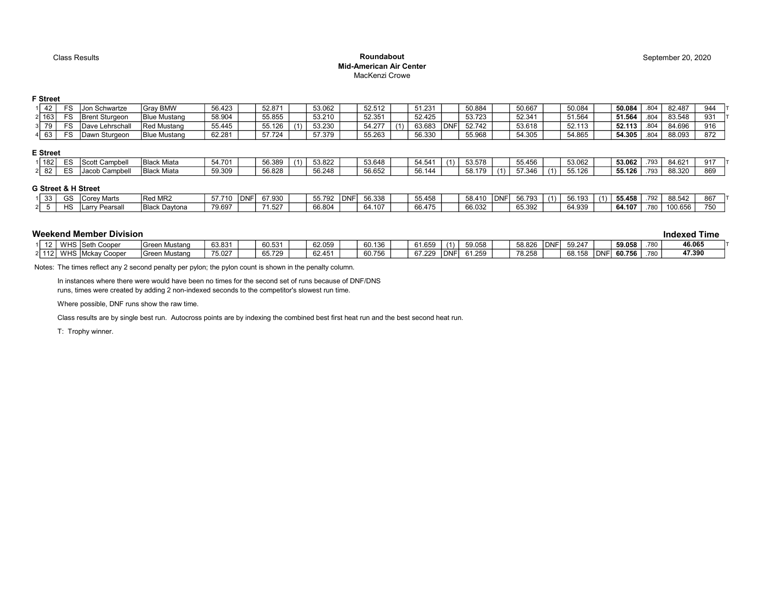Class Results

**Roundabout**
**Mid-American Air Center**
MacKenzi Crowe

September 20, 2020

### F Street

| | | | | | | | | | | | | | | | | | | | | | | | | | |
|---|---|---|---|---|---|---|---|---|---|---|---|---|---|---|---|---|---|---|---|---|---|---|---|---|---|
| 1 | 42 | FS | Jon Schwartze | Gray BMW | 56.423 | | 52.871 | | 53.062 | | 52.512 | | 51.231 | | 50.884 | | 50.667 | | 50.084 | | **50.084** | .804 | 82.487 | 944 | T |
| 2 | 163 | FS | Brent Sturgeon | Blue Mustang | 58.904 | | 55.855 | | 53.210 | | 52.351 | | 52.425 | | 53.723 | | 52.341 | | 51.564 | | **51.564** | .804 | 83.548 | 931 | T |
| 3 | 79 | FS | Dave Lehrschall | Red Mustang | 55.445 | | 55.126 | (1) | 53.230 | | 54.277 | (1) | 63.683 | DNF | 52.742 | | 53.618 | | 52.113 | | **52.113** | .804 | 84.696 | 916 | |
| 4 | 63 | FS | Dawn Sturgeon | Blue Mustang | 62.281 | | 57.724 | | 57.379 | | 55.263 | | 56.330 | | 55.968 | | 54.305 | | 54.865 | | **54.305** | .804 | 88.093 | 872 | |

### E Street

| | | | | | | | | | | | | | | | | | | | | | | | | | |
|---|---|---|---|---|---|---|---|---|---|---|---|---|---|---|---|---|---|---|---|---|---|---|---|---|---|
| 1 | 182 | ES | Scott Campbell | Black Miata | 54.701 | | 56.389 | (1) | 53.822 | | 53.648 | | 54.541 | (1) | 53.578 | | 55.456 | | 53.062 | | **53.062** | .793 | 84.621 | 917 | T |
| 2 | 82 | ES | Jacob Campbell | Black Miata | 59.309 | | 56.828 | | 56.248 | | 56.652 | | 56.144 | | 58.179 | (1) | 57.346 | (1) | 55.126 | | **55.126** | .793 | 88.320 | 869 | |

### G Street & H Street

| | | | | | | | | | | | | | | | | | | | | | | | | | |
|---|---|---|---|---|---|---|---|---|---|---|---|---|---|---|---|---|---|---|---|---|---|---|---|---|---|
| 1 | 33 | GS | Corey Marts | Red MR2 | 57.710 | DNF | 67.930 | | 55.792 | DNF | 56.338 | | 55.458 | | 58.410 | DNF | 56.793 | (1) | 56.193 | (1) | **55.458** | .792 | 88.542 | 867 | T |
| 2 | 5 | HS | Larry Pearsall | Black Daytona | 79.697 | | 71.527 | | 66.804 | | 64.107 | | 66.475 | | 66.032 | | 65.392 | | 64.939 | | **64.107** | .780 | 100.656 | 750 | |

### Weekend Member Division

| | | | | | | | | | | | | | | | | | | | | | | | **Indexed Time** | |
|---|---|---|---|---|---|---|---|---|---|---|---|---|---|---|---|---|---|---|---|---|---|---|---|---|
| 1 | 12 | WHS | Seth Cooper | Green Mustang | 63.831 | | 60.531 | | 62.059 | | 60.136 | | 61.659 | (1) | 59.058 | | 58.826 | DNF | 59.247 | | **59.058** | .780 | **46.065** | T |
| 2 | 112 | WHS | Mckay Cooper | Green Mustang | 75.027 | | 65.729 | | 62.451 | | 60.756 | | 67.229 | DNF | 61.259 | | 78.258 | | 68.158 | DNF | **60.756** | .780 | **47.390** | |

Notes: The times reflect any 2 second penalty per pylon; the pylon count is shown in the penalty column.

In instances where there were would have been no times for the second set of runs because of DNF/DNS runs, times were created by adding 2 non-indexed seconds to the competitor's slowest run time.

Where possible, DNF runs show the raw time.

Class results are by single best run. Autocross points are by indexing the combined best first heat run and the best second heat run.

T: Trophy winner.